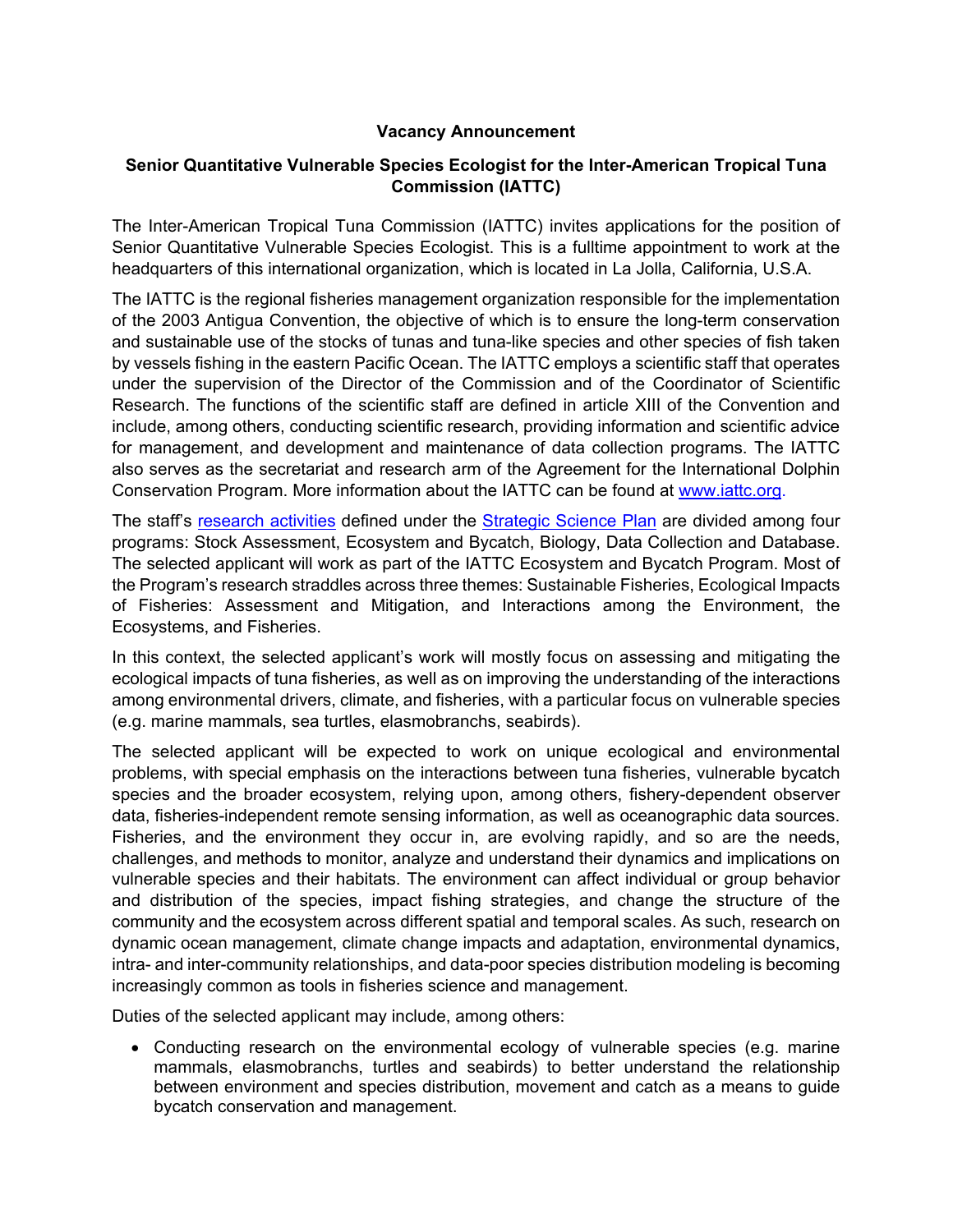# Vacancy Announcement

## Senior Quantitative Vulnerable Species Ecologist for the Inter-American Tropical Tuna Commission (IATTC)

The Inter-American Tropical Tuna Commission (IATTC) invites applications for the position of Senior Quantitative Vulnerable Species Ecologist. This is a fulltime appointment to work at the headquarters of this international organization, which is located in La Jolla, California, U.S.A.

The IATTC is the regional fisheries management organization responsible for the implementation of the 2003 Antigua Convention, the objective of which is to ensure the long-term conservation and sustainable use of the stocks of tunas and tuna-like species and other species of fish taken by vessels fishing in the eastern Pacific Ocean. The IATTC employs a scientific staff that operates under the supervision of the Director of the Commission and of the Coordinator of Scientific Research. The functions of the scientific staff are defined in article XIII of the Convention and include, among others, conducting scientific research, providing information and scientific advice for management, and development and maintenance of data collection programs. The IATTC also serves as the secretariat and research arm of the Agreement for the International Dolphin Conservation Program. More information about the IATTC can be found at www.iattc.org.

The staff's research activities defined under the Strategic Science Plan are divided among four programs: Stock Assessment, Ecosystem and Bycatch, Biology, Data Collection and Database. The selected applicant will work as part of the IATTC Ecosystem and Bycatch Program. Most of the Program's research straddles across three themes: Sustainable Fisheries, Ecological Impacts of Fisheries: Assessment and Mitigation, and Interactions among the Environment, the Ecosystems, and Fisheries.

In this context, the selected applicant's work will mostly focus on assessing and mitigating the ecological impacts of tuna fisheries, as well as on improving the understanding of the interactions among environmental drivers, climate, and fisheries, with a particular focus on vulnerable species (e.g. marine mammals, sea turtles, elasmobranchs, seabirds).

The selected applicant will be expected to work on unique ecological and environmental problems, with special emphasis on the interactions between tuna fisheries, vulnerable bycatch species and the broader ecosystem, relying upon, among others, fishery-dependent observer data, fisheries-independent remote sensing information, as well as oceanographic data sources. Fisheries, and the environment they occur in, are evolving rapidly, and so are the needs, challenges, and methods to monitor, analyze and understand their dynamics and implications on vulnerable species and their habitats. The environment can affect individual or group behavior and distribution of the species, impact fishing strategies, and change the structure of the community and the ecosystem across different spatial and temporal scales. As such, research on dynamic ocean management, climate change impacts and adaptation, environmental dynamics, intra- and inter-community relationships, and data-poor species distribution modeling is becoming increasingly common as tools in fisheries science and management.

Duties of the selected applicant may include, among others:

- Conducting research on the environmental ecology of vulnerable species (e.g. marine mammals, elasmobranchs, turtles and seabirds) to better understand the relationship between environment and species distribution, movement and catch as a means to guide bycatch conservation and management.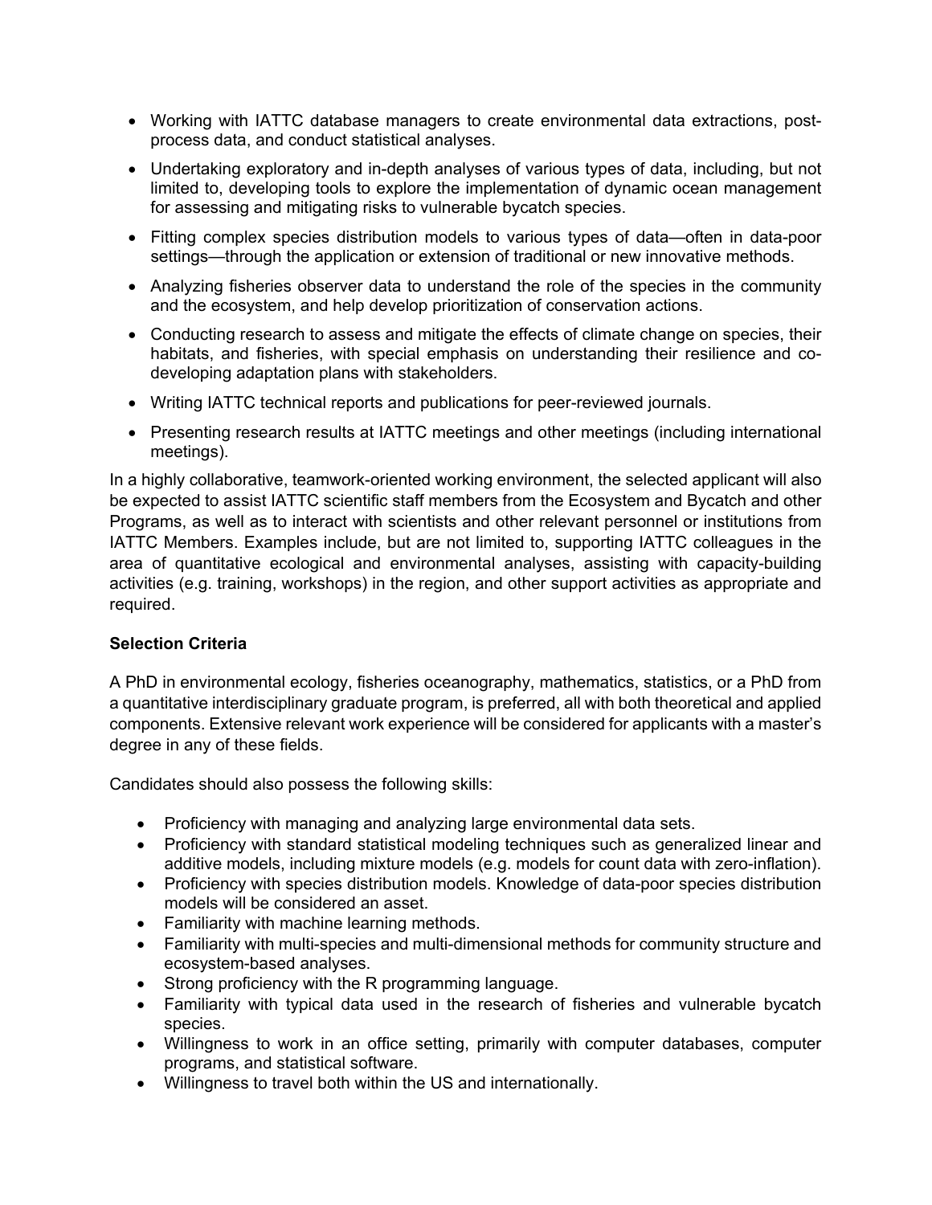- Working with IATTC database managers to create environmental data extractions, post-process data, and conduct statistical analyses.
- Undertaking exploratory and in-depth analyses of various types of data, including, but not limited to, developing tools to explore the implementation of dynamic ocean management for assessing and mitigating risks to vulnerable bycatch species.
- Fitting complex species distribution models to various types of data—often in data-poor settings—through the application or extension of traditional or new innovative methods.
- Analyzing fisheries observer data to understand the role of the species in the community and the ecosystem, and help develop prioritization of conservation actions.
- Conducting research to assess and mitigate the effects of climate change on species, their habitats, and fisheries, with special emphasis on understanding their resilience and co-developing adaptation plans with stakeholders.
- Writing IATTC technical reports and publications for peer-reviewed journals.
- Presenting research results at IATTC meetings and other meetings (including international meetings).

In a highly collaborative, teamwork-oriented working environment, the selected applicant will also be expected to assist IATTC scientific staff members from the Ecosystem and Bycatch and other Programs, as well as to interact with scientists and other relevant personnel or institutions from IATTC Members. Examples include, but are not limited to, supporting IATTC colleagues in the area of quantitative ecological and environmental analyses, assisting with capacity-building activities (e.g. training, workshops) in the region, and other support activities as appropriate and required.

**Selection Criteria**

A PhD in environmental ecology, fisheries oceanography, mathematics, statistics, or a PhD from a quantitative interdisciplinary graduate program, is preferred, all with both theoretical and applied components. Extensive relevant work experience will be considered for applicants with a master's degree in any of these fields.

Candidates should also possess the following skills:

- Proficiency with managing and analyzing large environmental data sets.
- Proficiency with standard statistical modeling techniques such as generalized linear and additive models, including mixture models (e.g. models for count data with zero-inflation).
- Proficiency with species distribution models. Knowledge of data-poor species distribution models will be considered an asset.
- Familiarity with machine learning methods.
- Familiarity with multi-species and multi-dimensional methods for community structure and ecosystem-based analyses.
- Strong proficiency with the R programming language.
- Familiarity with typical data used in the research of fisheries and vulnerable bycatch species.
- Willingness to work in an office setting, primarily with computer databases, computer programs, and statistical software.
- Willingness to travel both within the US and internationally.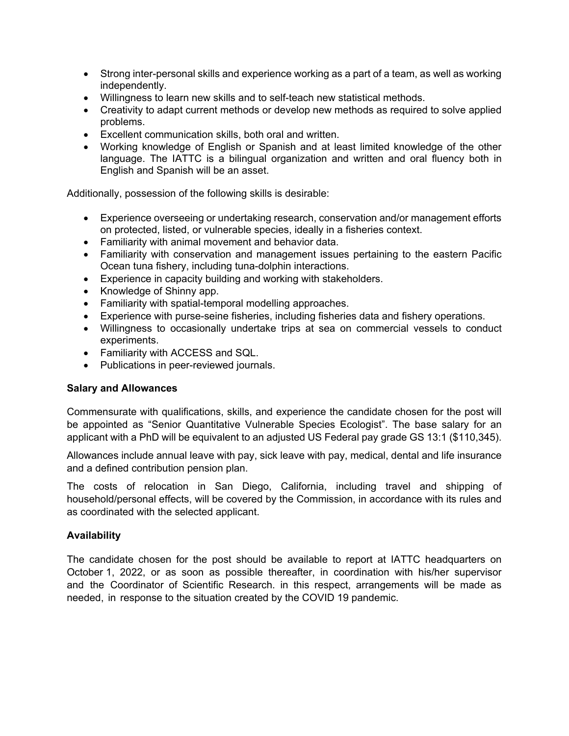- Strong inter-personal skills and experience working as a part of a team, as well as working independently.
- Willingness to learn new skills and to self-teach new statistical methods.
- Creativity to adapt current methods or develop new methods as required to solve applied problems.
- Excellent communication skills, both oral and written.
- Working knowledge of English or Spanish and at least limited knowledge of the other language. The IATTC is a bilingual organization and written and oral fluency both in English and Spanish will be an asset.

Additionally, possession of the following skills is desirable:

- Experience overseeing or undertaking research, conservation and/or management efforts on protected, listed, or vulnerable species, ideally in a fisheries context.
- Familiarity with animal movement and behavior data.
- Familiarity with conservation and management issues pertaining to the eastern Pacific Ocean tuna fishery, including tuna-dolphin interactions.
- Experience in capacity building and working with stakeholders.
- Knowledge of Shinny app.
- Familiarity with spatial-temporal modelling approaches.
- Experience with purse-seine fisheries, including fisheries data and fishery operations.
- Willingness to occasionally undertake trips at sea on commercial vessels to conduct experiments.
- Familiarity with ACCESS and SQL.
- Publications in peer-reviewed journals.

**Salary and Allowances**

Commensurate with qualifications, skills, and experience the candidate chosen for the post will be appointed as "Senior Quantitative Vulnerable Species Ecologist". The base salary for an applicant with a PhD will be equivalent to an adjusted US Federal pay grade GS 13:1 ($110,345).

Allowances include annual leave with pay, sick leave with pay, medical, dental and life insurance and a defined contribution pension plan.

The costs of relocation in San Diego, California, including travel and shipping of household/personal effects, will be covered by the Commission, in accordance with its rules and as coordinated with the selected applicant.

**Availability**

The candidate chosen for the post should be available to report at IATTC headquarters on October 1, 2022, or as soon as possible thereafter, in coordination with his/her supervisor and the Coordinator of Scientific Research. in this respect, arrangements will be made as needed, in response to the situation created by the COVID 19 pandemic.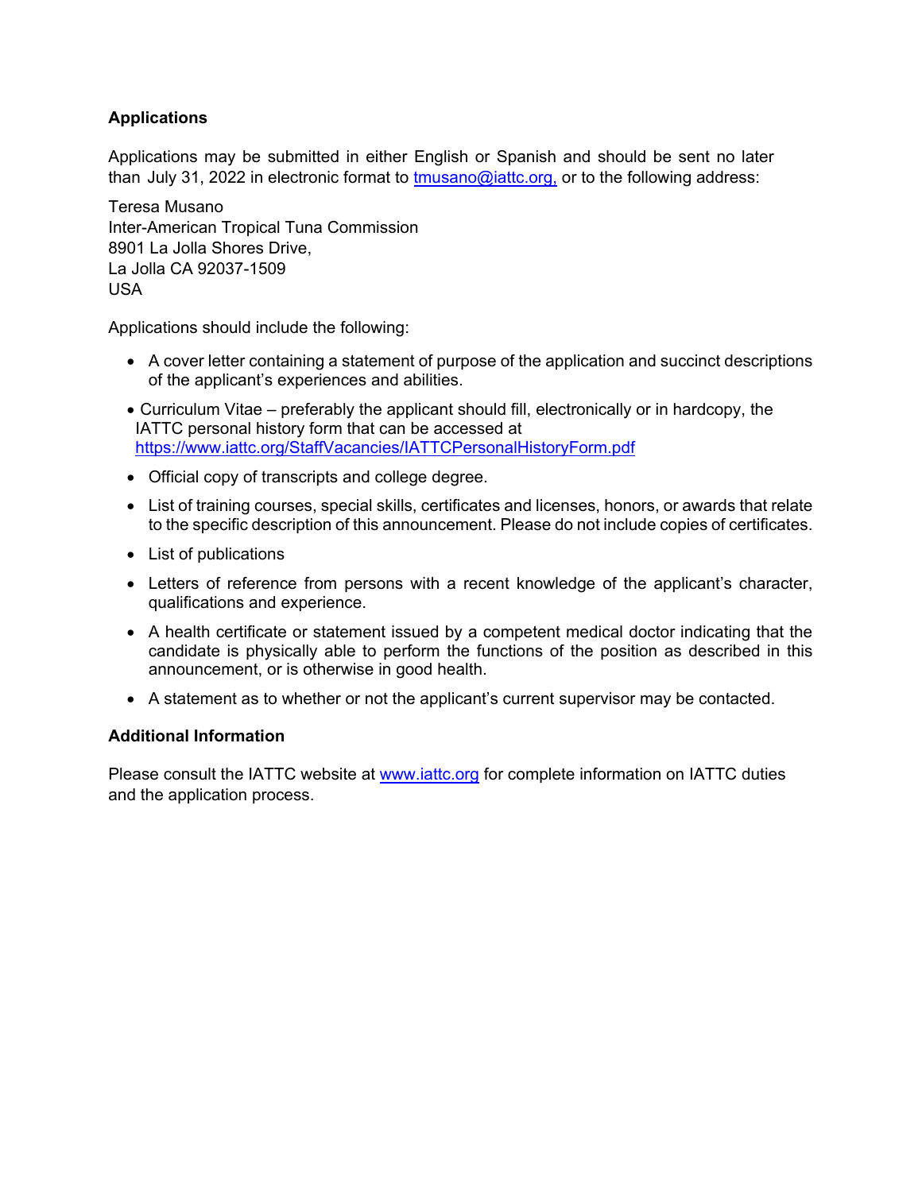## Applications

Applications may be submitted in either English or Spanish and should be sent no later than July 31, 2022 in electronic format to tmusano@iattc.org, or to the following address:

Teresa Musano
Inter-American Tropical Tuna Commission
8901 La Jolla Shores Drive,
La Jolla CA 92037-1509
USA

Applications should include the following:

- A cover letter containing a statement of purpose of the application and succinct descriptions of the applicant's experiences and abilities.
- Curriculum Vitae – preferably the applicant should fill, electronically or in hardcopy, the IATTC personal history form that can be accessed at https://www.iattc.org/StaffVacancies/IATTCPersonalHistoryForm.pdf
- Official copy of transcripts and college degree.
- List of training courses, special skills, certificates and licenses, honors, or awards that relate to the specific description of this announcement. Please do not include copies of certificates.
- List of publications
- Letters of reference from persons with a recent knowledge of the applicant's character, qualifications and experience.
- A health certificate or statement issued by a competent medical doctor indicating that the candidate is physically able to perform the functions of the position as described in this announcement, or is otherwise in good health.
- A statement as to whether or not the applicant's current supervisor may be contacted.

## Additional Information

Please consult the IATTC website at www.iattc.org for complete information on IATTC duties and the application process.